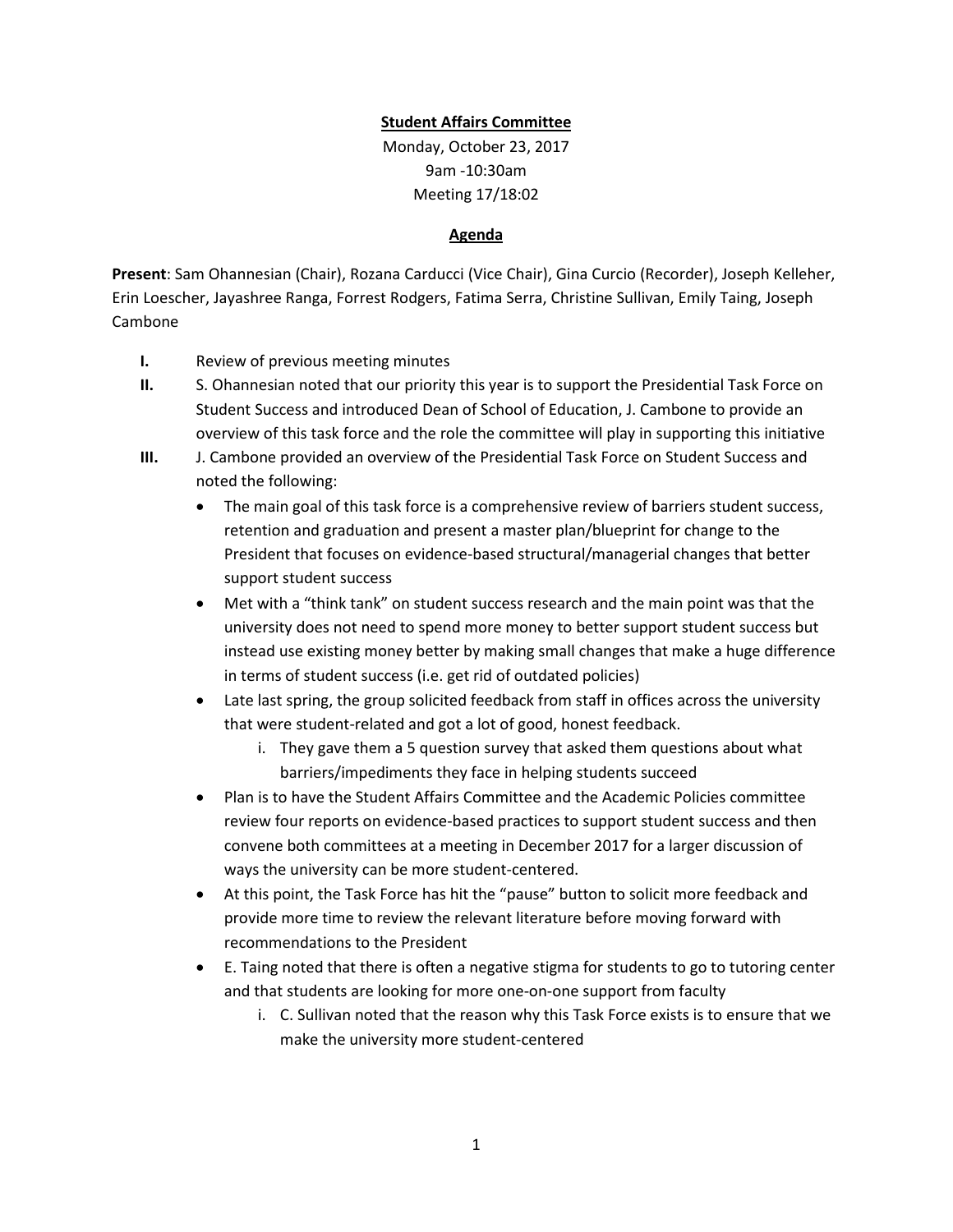**Student Affairs Committee**

Monday, October 23, 2017
9am -10:30am
Meeting 17/18:02

**Agenda**

**Present**: Sam Ohannesian (Chair), Rozana Carducci (Vice Chair), Gina Curcio (Recorder), Joseph Kelleher, Erin Loescher, Jayashree Ranga, Forrest Rodgers, Fatima Serra, Christine Sullivan, Emily Taing, Joseph Cambone

- **I.** Review of previous meeting minutes
- **II.** S. Ohannesian noted that our priority this year is to support the Presidential Task Force on Student Success and introduced Dean of School of Education, J. Cambone to provide an overview of this task force and the role the committee will play in supporting this initiative
- **III.** J. Cambone provided an overview of the Presidential Task Force on Student Success and noted the following:
  - The main goal of this task force is a comprehensive review of barriers student success, retention and graduation and present a master plan/blueprint for change to the President that focuses on evidence-based structural/managerial changes that better support student success
  - Met with a "think tank" on student success research and the main point was that the university does not need to spend more money to better support student success but instead use existing money better by making small changes that make a huge difference in terms of student success (i.e. get rid of outdated policies)
  - Late last spring, the group solicited feedback from staff in offices across the university that were student-related and got a lot of good, honest feedback.
    - i. They gave them a 5 question survey that asked them questions about what barriers/impediments they face in helping students succeed
  - Plan is to have the Student Affairs Committee and the Academic Policies committee review four reports on evidence-based practices to support student success and then convene both committees at a meeting in December 2017 for a larger discussion of ways the university can be more student-centered.
  - At this point, the Task Force has hit the "pause" button to solicit more feedback and provide more time to review the relevant literature before moving forward with recommendations to the President
  - E. Taing noted that there is often a negative stigma for students to go to tutoring center and that students are looking for more one-on-one support from faculty
    - i. C. Sullivan noted that the reason why this Task Force exists is to ensure that we make the university more student-centered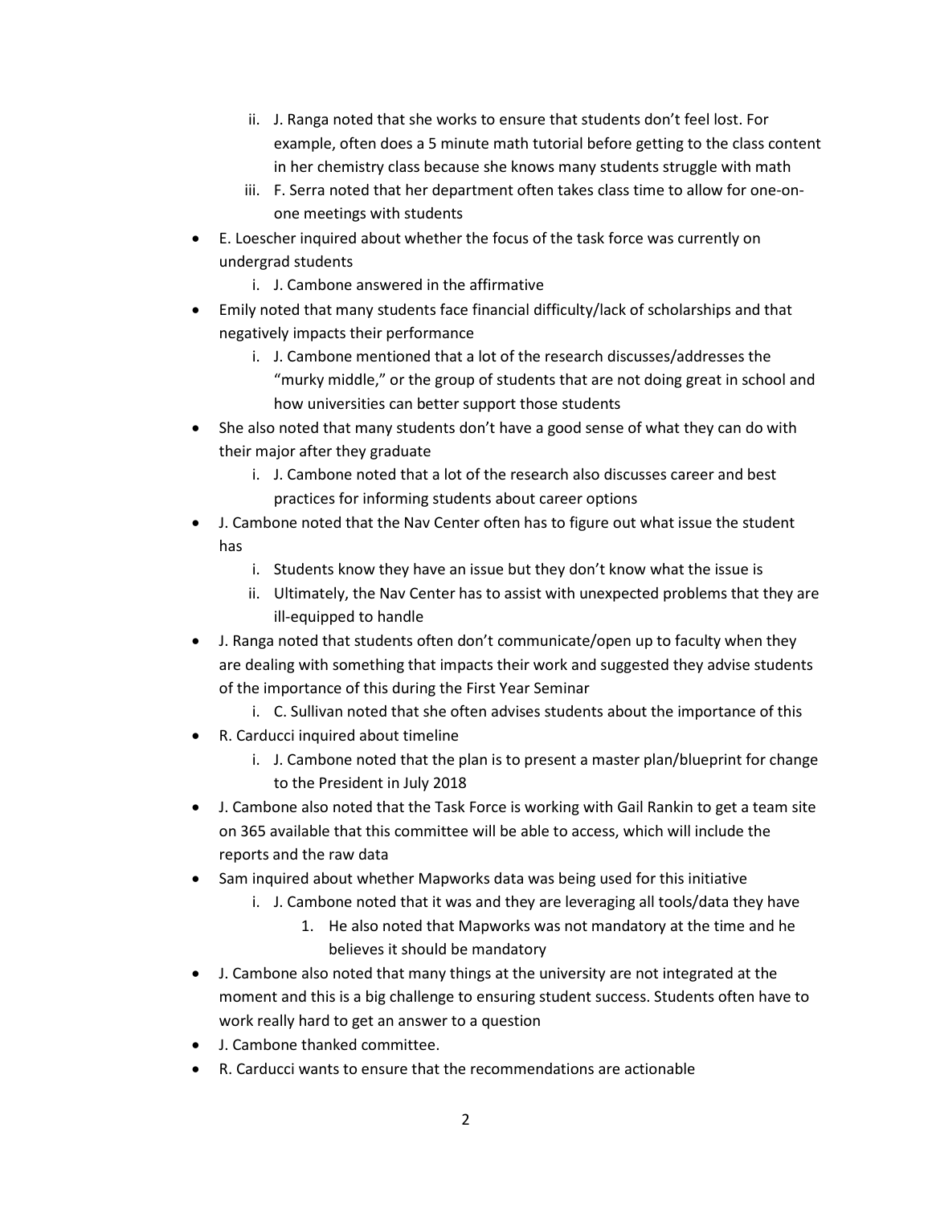ii. J. Ranga noted that she works to ensure that students don't feel lost. For example, often does a 5 minute math tutorial before getting to the class content in her chemistry class because she knows many students struggle with math
   iii. F. Serra noted that her department often takes class time to allow for one-on-one meetings with students

- E. Loescher inquired about whether the focus of the task force was currently on undergrad students
   i. J. Cambone answered in the affirmative
- Emily noted that many students face financial difficulty/lack of scholarships and that negatively impacts their performance
   i. J. Cambone mentioned that a lot of the research discusses/addresses the "murky middle," or the group of students that are not doing great in school and how universities can better support those students
- She also noted that many students don't have a good sense of what they can do with their major after they graduate
   i. J. Cambone noted that a lot of the research also discusses career and best practices for informing students about career options
- J. Cambone noted that the Nav Center often has to figure out what issue the student has
   i. Students know they have an issue but they don't know what the issue is
   ii. Ultimately, the Nav Center has to assist with unexpected problems that they are ill-equipped to handle
- J. Ranga noted that students often don't communicate/open up to faculty when they are dealing with something that impacts their work and suggested they advise students of the importance of this during the First Year Seminar
   i. C. Sullivan noted that she often advises students about the importance of this
- R. Carducci inquired about timeline
   i. J. Cambone noted that the plan is to present a master plan/blueprint for change to the President in July 2018
- J. Cambone also noted that the Task Force is working with Gail Rankin to get a team site on 365 available that this committee will be able to access, which will include the reports and the raw data
- Sam inquired about whether Mapworks data was being used for this initiative
   i. J. Cambone noted that it was and they are leveraging all tools/data they have
      1. He also noted that Mapworks was not mandatory at the time and he believes it should be mandatory
- J. Cambone also noted that many things at the university are not integrated at the moment and this is a big challenge to ensuring student success. Students often have to work really hard to get an answer to a question
- J. Cambone thanked committee.
- R. Carducci wants to ensure that the recommendations are actionable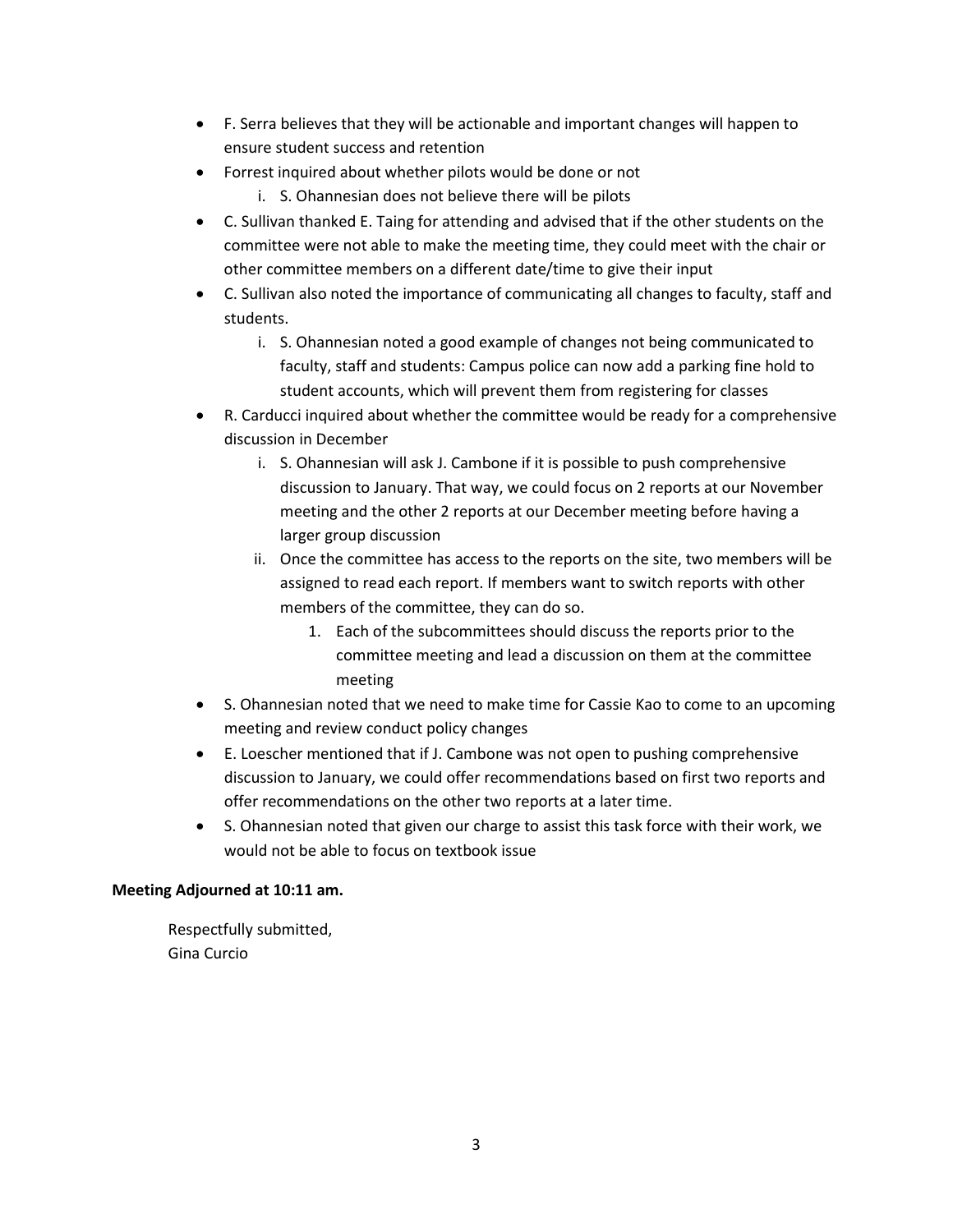- F. Serra believes that they will be actionable and important changes will happen to ensure student success and retention
- Forrest inquired about whether pilots would be done or not
    i. S. Ohannesian does not believe there will be pilots
- C. Sullivan thanked E. Taing for attending and advised that if the other students on the committee were not able to make the meeting time, they could meet with the chair or other committee members on a different date/time to give their input
- C. Sullivan also noted the importance of communicating all changes to faculty, staff and students.
    i. S. Ohannesian noted a good example of changes not being communicated to faculty, staff and students: Campus police can now add a parking fine hold to student accounts, which will prevent them from registering for classes
- R. Carducci inquired about whether the committee would be ready for a comprehensive discussion in December
    i. S. Ohannesian will ask J. Cambone if it is possible to push comprehensive discussion to January. That way, we could focus on 2 reports at our November meeting and the other 2 reports at our December meeting before having a larger group discussion
    ii. Once the committee has access to the reports on the site, two members will be assigned to read each report. If members want to switch reports with other members of the committee, they can do so.
        1. Each of the subcommittees should discuss the reports prior to the committee meeting and lead a discussion on them at the committee meeting
- S. Ohannesian noted that we need to make time for Cassie Kao to come to an upcoming meeting and review conduct policy changes
- E. Loescher mentioned that if J. Cambone was not open to pushing comprehensive discussion to January, we could offer recommendations based on first two reports and offer recommendations on the other two reports at a later time.
- S. Ohannesian noted that given our charge to assist this task force with their work, we would not be able to focus on textbook issue

**Meeting Adjourned at 10:11 am.**

Respectfully submitted,
Gina Curcio